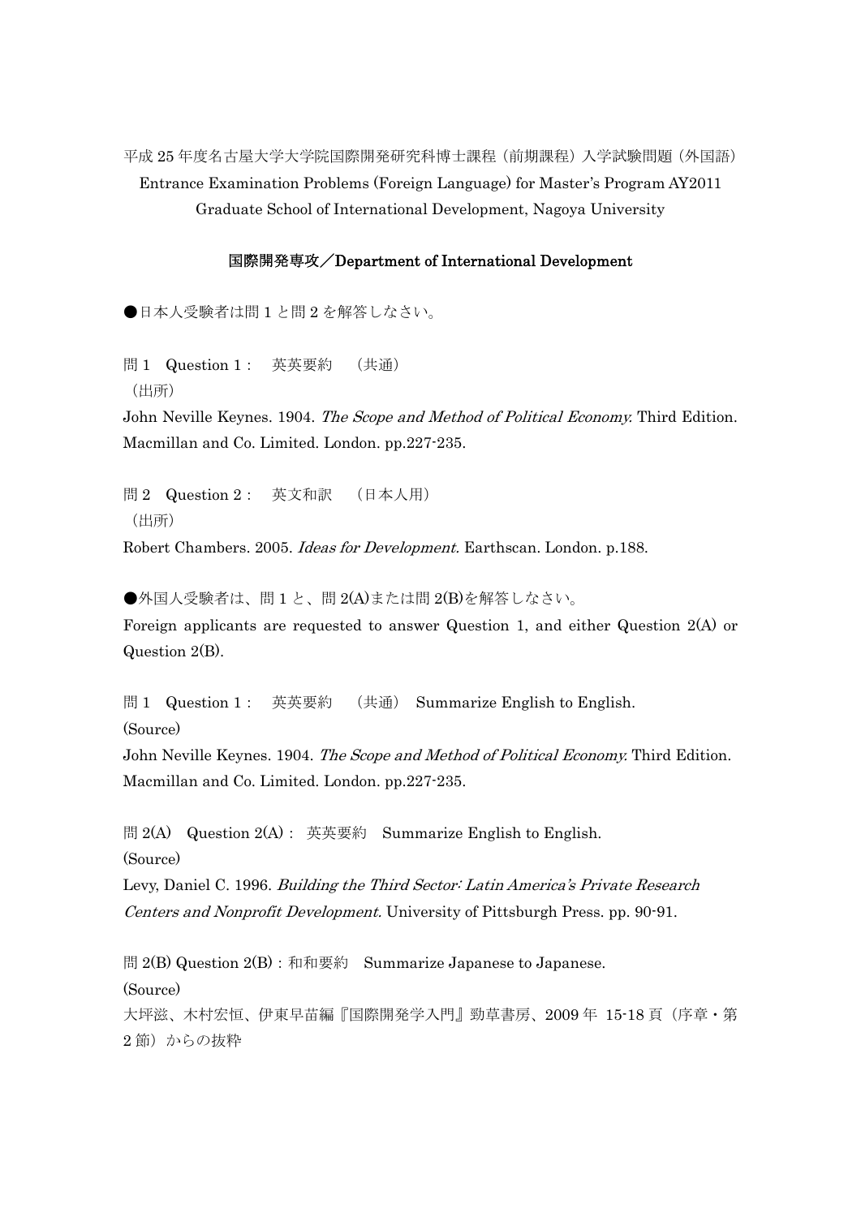平成 25 年度名古屋大学大学院国際開発研究科博士課程（前期課程）入学試験問題（外国語）
Entrance Examination Problems (Foreign Language) for Master's Program AY2011
Graduate School of International Development, Nagoya University

## 国際開発専攻／Department of International Development

●日本人受験者は問 1 と問 2 を解答しなさい。

問 1　Question 1：　英英要約　（共通）
（出所）
John Neville Keynes. 1904. *The Scope and Method of Political Economy.* Third Edition. Macmillan and Co. Limited. London. pp.227-235.

問 2　Question 2：　英文和訳　（日本人用）
（出所）
Robert Chambers. 2005. *Ideas for Development.* Earthscan. London. p.188.

●外国人受験者は、問 1 と、問 2(A)または問 2(B)を解答しなさい。
Foreign applicants are requested to answer Question 1, and either Question 2(A) or Question 2(B).

問 1　Question 1：　英英要約　（共通）　Summarize English to English.
(Source)
John Neville Keynes. 1904. *The Scope and Method of Political Economy.* Third Edition. Macmillan and Co. Limited. London. pp.227-235.

問 2(A)　Question 2(A)：英英要約　Summarize English to English.
(Source)
Levy, Daniel C. 1996. *Building the Third Sector: Latin America's Private Research Centers and Nonprofit Development.* University of Pittsburgh Press. pp. 90-91.

問 2(B) Question 2(B)：和和要約　Summarize Japanese to Japanese.
(Source)
大坪滋、木村宏恒、伊東早苗編『国際開発学入門』勁草書房、2009 年 15-18 頁（序章・第 2 節）からの抜粋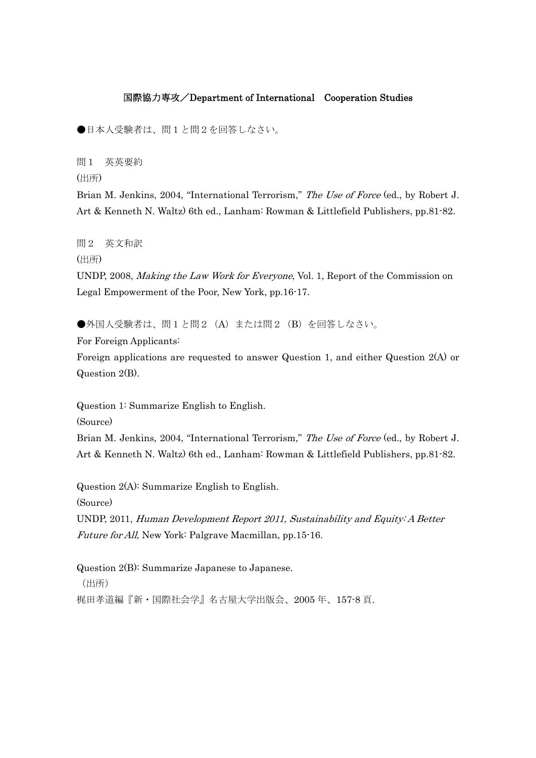## 国際協力専攻／Department of International　Cooperation Studies

●日本人受験者は、問１と問２を回答しなさい。

問１　英英要約

(出所)

Brian M. Jenkins, 2004, "International Terrorism," *The Use of Force* (ed., by Robert J. Art & Kenneth N. Waltz) 6th ed., Lanham: Rowman & Littlefield Publishers, pp.81-82.

問２　英文和訳

(出所)

UNDP, 2008, *Making the Law Work for Everyone*, Vol. 1, Report of the Commission on Legal Empowerment of the Poor, New York, pp.16-17.

●外国人受験者は、問１と問２（A）または問２（B）を回答しなさい。

For Foreign Applicants:

Foreign applications are requested to answer Question 1, and either Question 2(A) or Question 2(B).

Question 1: Summarize English to English.

(Source)

Brian M. Jenkins, 2004, "International Terrorism," *The Use of Force* (ed., by Robert J. Art & Kenneth N. Waltz) 6th ed., Lanham: Rowman & Littlefield Publishers, pp.81-82.

Question 2(A): Summarize English to English.

(Source)

UNDP, 2011, *Human Development Report 2011, Sustainability and Equity: A Better Future for All,* New York: Palgrave Macmillan, pp.15-16.

Question 2(B): Summarize Japanese to Japanese.

（出所）

梶田孝道編『新・国際社会学』名古屋大学出版会、2005 年、157-8 頁.